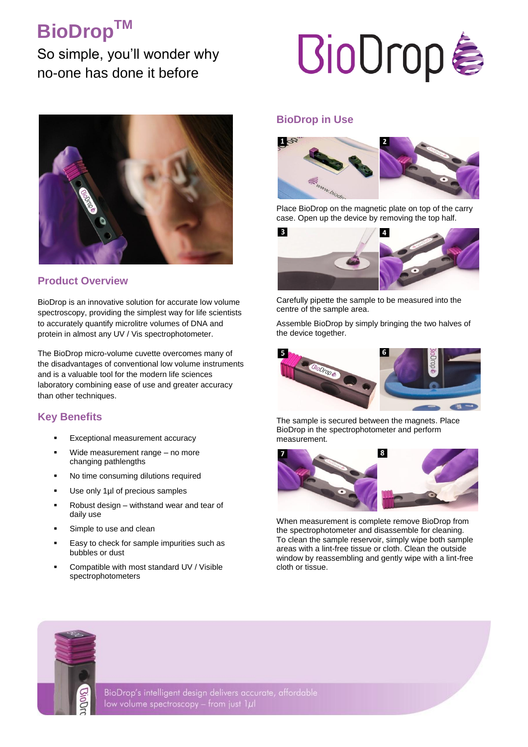# BioDrop™

So simple, you'll wonder why no-one has done it before

## Product Overview

BioDrop is an innovative solution for accurate low volume spectroscopy, providing the simplest way for life scientists to accurately quantify microlitre volumes of DNA and protein in almost any UV / Vis spectrophotometer.

The BioDrop micro-volume cuvette overcomes many of the disadvantages of conventional low volume instruments and is a valuable tool for the modern life sciences laboratory combining ease of use and greater accuracy than other techniques.

## Key Benefits

- Exceptional measurement accuracy
- Wide measurement range – no more changing pathlengths
- No time consuming dilutions required
- Use only 1µl of precious samples
- Robust design – withstand wear and tear of daily use
- Simple to use and clean
- Easy to check for sample impurities such as bubbles or dust
- Compatible with most standard UV / Visible spectrophotometers

## BioDrop in Use

Place BioDrop on the magnetic plate on top of the carry case. Open up the device by removing the top half.

Carefully pipette the sample to be measured into the centre of the sample area.

Assemble BioDrop by simply bringing the two halves of the device together.

The sample is secured between the magnets. Place BioDrop in the spectrophotometer and perform measurement.

When measurement is complete remove BioDrop from the spectrophotometer and disassemble for cleaning. To clean the sample reservoir, simply wipe both sample areas with a lint-free tissue or cloth. Clean the outside window by reassembling and gently wipe with a lint-free cloth or tissue.

BioDrop's intelligent design delivers accurate, affordable low volume spectroscopy – from just 1µl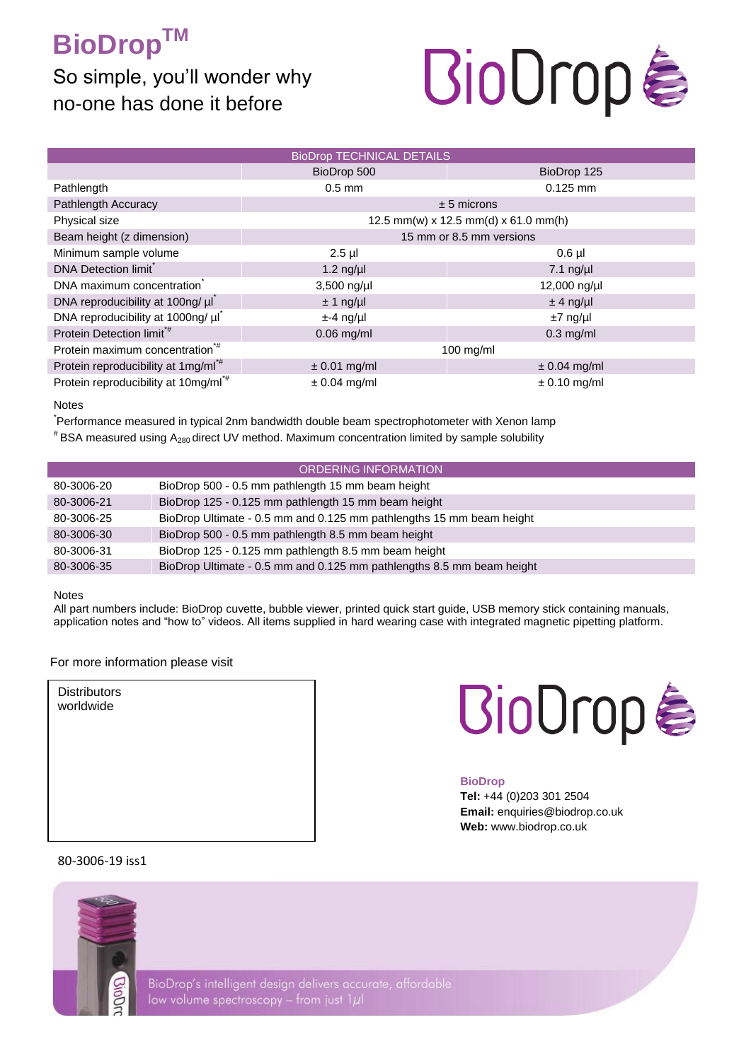# BioDrop™

So simple, you'll wonder why no-one has done it before

BioDrop

| BioDrop TECHNICAL DETAILS | | |
|---|---|---|
| | BioDrop 500 | BioDrop 125 |
| Pathlength | 0.5 mm | 0.125 mm |
| Pathlength Accuracy | ± 5 microns | |
| Physical size | 12.5 mm(w) x 12.5 mm(d) x 61.0 mm(h) | |
| Beam height (z dimension) | 15 mm or 8.5 mm versions | |
| Minimum sample volume | 2.5 µl | 0.6 µl |
| DNA Detection limit* | 1.2 ng/µl | 7.1 ng/µl |
| DNA maximum concentration* | 3,500 ng/µl | 12,000 ng/µl |
| DNA reproducibility at 100ng/ µl* | ± 1 ng/µl | ± 4 ng/µl |
| DNA reproducibility at 1000ng/ µl* | ±-4 ng/µl | ±7 ng/µl |
| Protein Detection limit*# | 0.06 mg/ml | 0.3 mg/ml |
| Protein maximum concentration*# | 100 mg/ml | |
| Protein reproducibility at 1mg/ml*# | ± 0.01 mg/ml | ± 0.04 mg/ml |
| Protein reproducibility at 10mg/ml*# | ± 0.04 mg/ml | ± 0.10 mg/ml |

Notes

*Performance measured in typical 2nm bandwidth double beam spectrophotometer with Xenon lamp

#BSA measured using $A_{280}$ direct UV method. Maximum concentration limited by sample solubility

| ORDERING INFORMATION | |
|---|---|
| 80-3006-20 | BioDrop 500 - 0.5 mm pathlength 15 mm beam height |
| 80-3006-21 | BioDrop 125 - 0.125 mm pathlength 15 mm beam height |
| 80-3006-25 | BioDrop Ultimate - 0.5 mm and 0.125 mm pathlengths 15 mm beam height |
| 80-3006-30 | BioDrop 500 - 0.5 mm pathlength 8.5 mm beam height |
| 80-3006-31 | BioDrop 125 - 0.125 mm pathlength 8.5 mm beam height |
| 80-3006-35 | BioDrop Ultimate - 0.5 mm and 0.125 mm pathlengths 8.5 mm beam height |

Notes

All part numbers include: BioDrop cuvette, bubble viewer, printed quick start guide, USB memory stick containing manuals, application notes and "how to" videos. All items supplied in hard wearing case with integrated magnetic pipetting platform.

For more information please visit

Distributors worldwide

BioDrop

**BioDrop**
**Tel:** +44 (0)203 301 2504
**Email:** enquiries@biodrop.co.uk
**Web:** www.biodrop.co.uk

80-3006-19 iss1

BioDrop's intelligent design delivers accurate, affordable low volume spectroscopy – from just 1µl